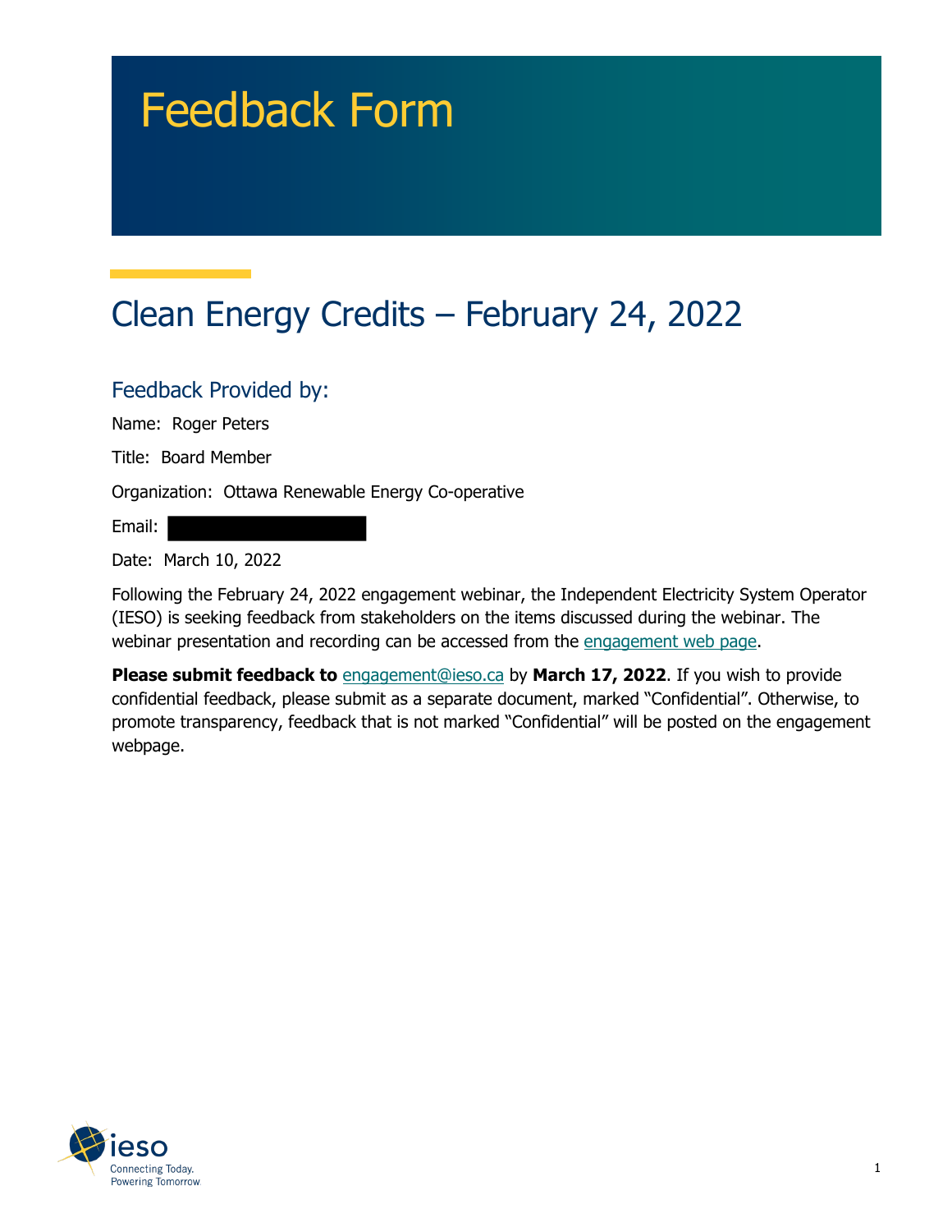# Feedback Form

## Clean Energy Credits – February 24, 2022

### Feedback Provided by:

Name: Roger Peters

Title: Board Member

Organization: Ottawa Renewable Energy Co-operative

Email:

Date: March 10, 2022

Following the February 24, 2022 engagement webinar, the Independent Electricity System Operator (IESO) is seeking feedback from stakeholders on the items discussed during the webinar. The webinar presentation and recording can be accessed from the engagement web page.

**Please submit feedback to** engagement@ieso.ca by **March 17, 2022**. If you wish to provide confidential feedback, please submit as a separate document, marked "Confidential". Otherwise, to promote transparency, feedback that is not marked "Confidential" will be posted on the engagement webpage.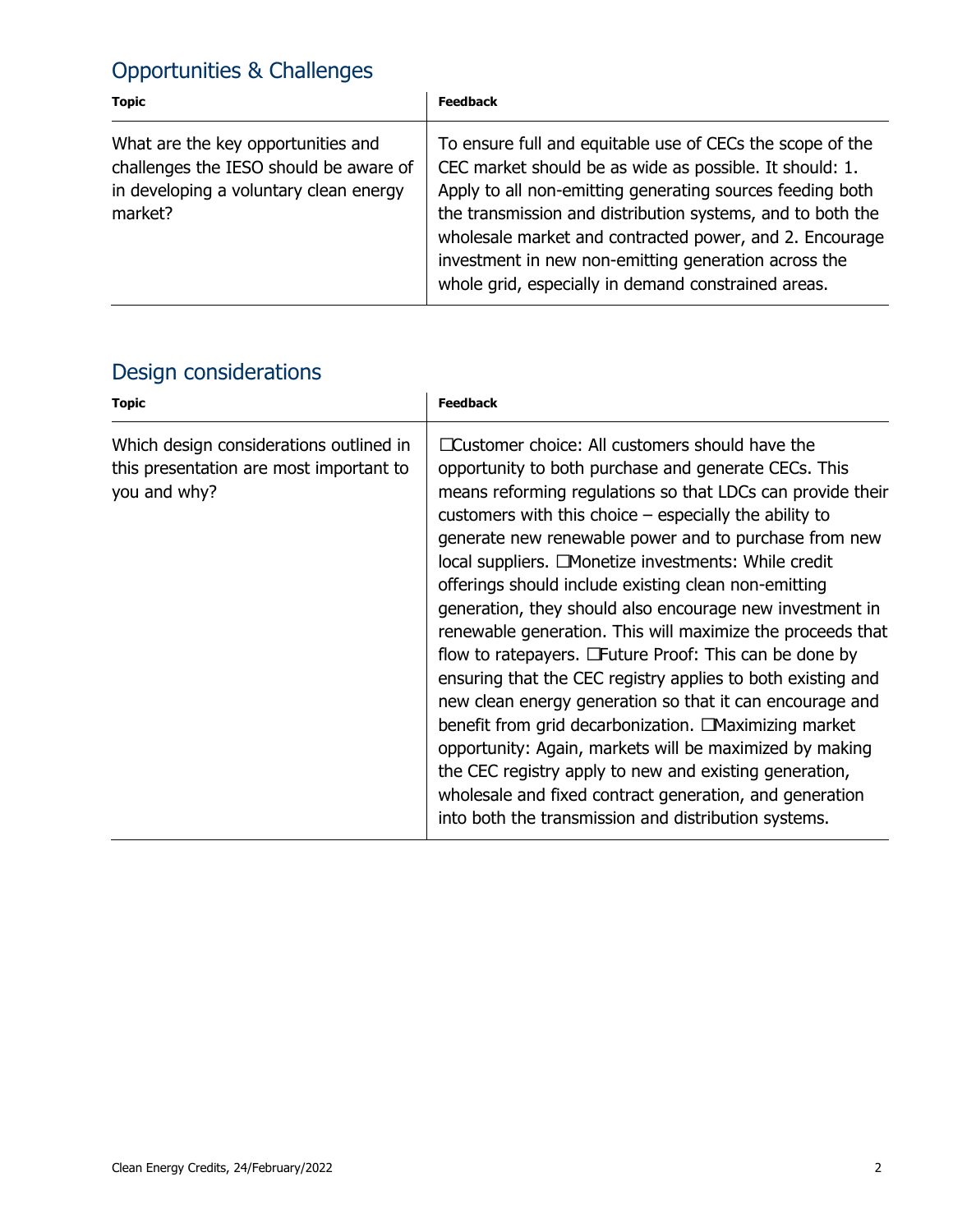## Opportunities & Challenges

| Topic | Feedback |
|---|---|
| What are the key opportunities and challenges the IESO should be aware of in developing a voluntary clean energy market? | To ensure full and equitable use of CECs the scope of the CEC market should be as wide as possible. It should: 1. Apply to all non-emitting generating sources feeding both the transmission and distribution systems, and to both the wholesale market and contracted power, and 2. Encourage investment in new non-emitting generation across the whole grid, especially in demand constrained areas. |

## Design considerations

| Topic | Feedback |
|---|---|
| Which design considerations outlined in this presentation are most important to you and why? | ☐Customer choice: All customers should have the opportunity to both purchase and generate CECs. This means reforming regulations so that LDCs can provide their customers with this choice – especially the ability to generate new renewable power and to purchase from new local suppliers. ☐Monetize investments: While credit offerings should include existing clean non-emitting generation, they should also encourage new investment in renewable generation. This will maximize the proceeds that flow to ratepayers. ☐Future Proof: This can be done by ensuring that the CEC registry applies to both existing and new clean energy generation so that it can encourage and benefit from grid decarbonization. ☐Maximizing market opportunity: Again, markets will be maximized by making the CEC registry apply to new and existing generation, wholesale and fixed contract generation, and generation into both the transmission and distribution systems. |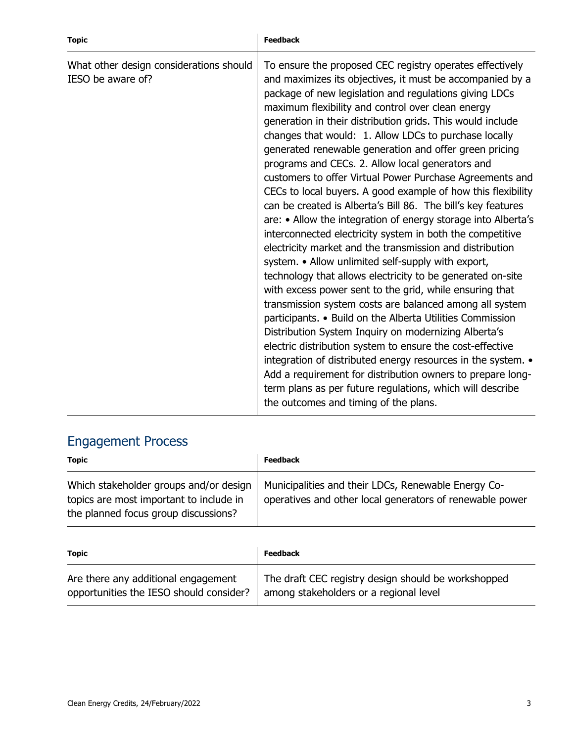| Topic | Feedback |
|---|---|
| What other design considerations should IESO be aware of? | To ensure the proposed CEC registry operates effectively and maximizes its objectives, it must be accompanied by a package of new legislation and regulations giving LDCs maximum flexibility and control over clean energy generation in their distribution grids. This would include changes that would: 1. Allow LDCs to purchase locally generated renewable generation and offer green pricing programs and CECs. 2. Allow local generators and customers to offer Virtual Power Purchase Agreements and CECs to local buyers. A good example of how this flexibility can be created is Alberta's Bill 86. The bill's key features are: • Allow the integration of energy storage into Alberta's interconnected electricity system in both the competitive electricity market and the transmission and distribution system. • Allow unlimited self-supply with export, technology that allows electricity to be generated on-site with excess power sent to the grid, while ensuring that transmission system costs are balanced among all system participants. • Build on the Alberta Utilities Commission Distribution System Inquiry on modernizing Alberta's electric distribution system to ensure the cost-effective integration of distributed energy resources in the system. • Add a requirement for distribution owners to prepare long-term plans as per future regulations, which will describe the outcomes and timing of the plans. |

## Engagement Process

| Topic | Feedback |
|---|---|
| Which stakeholder groups and/or design topics are most important to include in the planned focus group discussions? | Municipalities and their LDCs, Renewable Energy Co-operatives and other local generators of renewable power |

| Topic | Feedback |
|---|---|
| Are there any additional engagement opportunities the IESO should consider? | The draft CEC registry design should be workshopped among stakeholders or a regional level |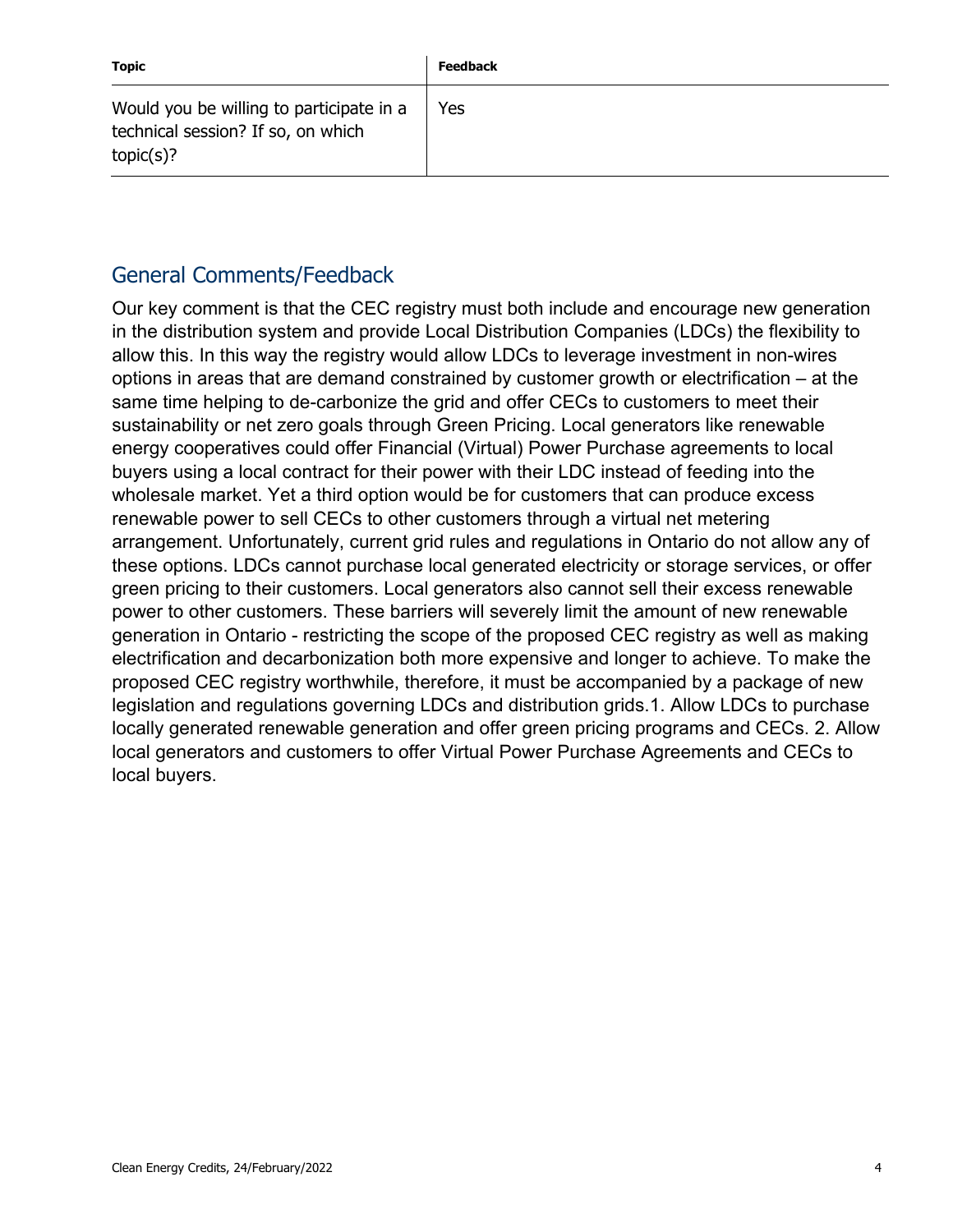| Topic | Feedback |
|---|---|
| Would you be willing to participate in a technical session? If so, on which topic(s)? | Yes |

## General Comments/Feedback

Our key comment is that the CEC registry must both include and encourage new generation in the distribution system and provide Local Distribution Companies (LDCs) the flexibility to allow this. In this way the registry would allow LDCs to leverage investment in non-wires options in areas that are demand constrained by customer growth or electrification – at the same time helping to de-carbonize the grid and offer CECs to customers to meet their sustainability or net zero goals through Green Pricing. Local generators like renewable energy cooperatives could offer Financial (Virtual) Power Purchase agreements to local buyers using a local contract for their power with their LDC instead of feeding into the wholesale market. Yet a third option would be for customers that can produce excess renewable power to sell CECs to other customers through a virtual net metering arrangement. Unfortunately, current grid rules and regulations in Ontario do not allow any of these options. LDCs cannot purchase local generated electricity or storage services, or offer green pricing to their customers. Local generators also cannot sell their excess renewable power to other customers. These barriers will severely limit the amount of new renewable generation in Ontario - restricting the scope of the proposed CEC registry as well as making electrification and decarbonization both more expensive and longer to achieve. To make the proposed CEC registry worthwhile, therefore, it must be accompanied by a package of new legislation and regulations governing LDCs and distribution grids.1. Allow LDCs to purchase locally generated renewable generation and offer green pricing programs and CECs. 2. Allow local generators and customers to offer Virtual Power Purchase Agreements and CECs to local buyers.